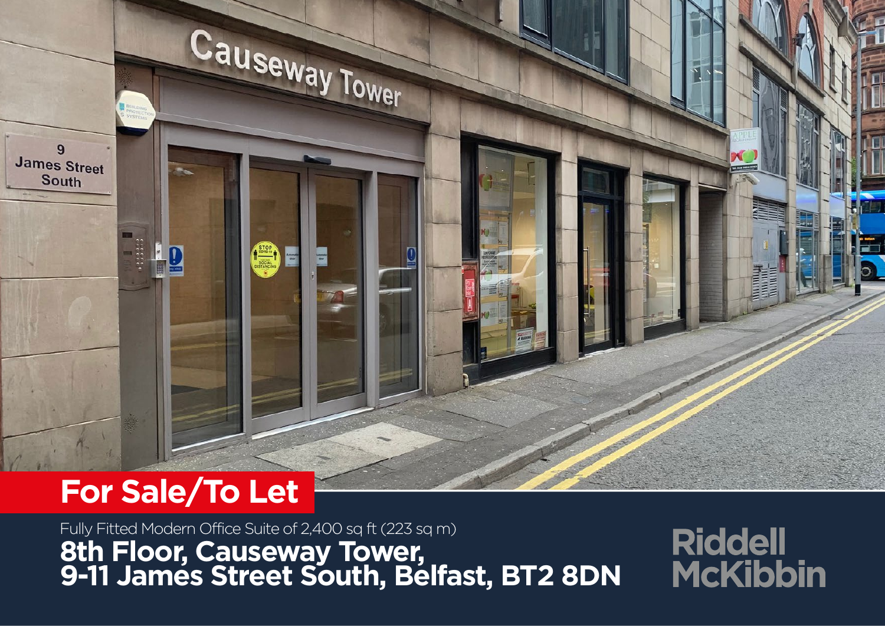**For Sale/To Let**

Fully Fitted Modern Office Suite of 2,400 sq ft (223 sq m)

# 8th Floor, Causeway Tower, 9-11 James Street South, Belfast, BT2 8DN

Riddell McKibbin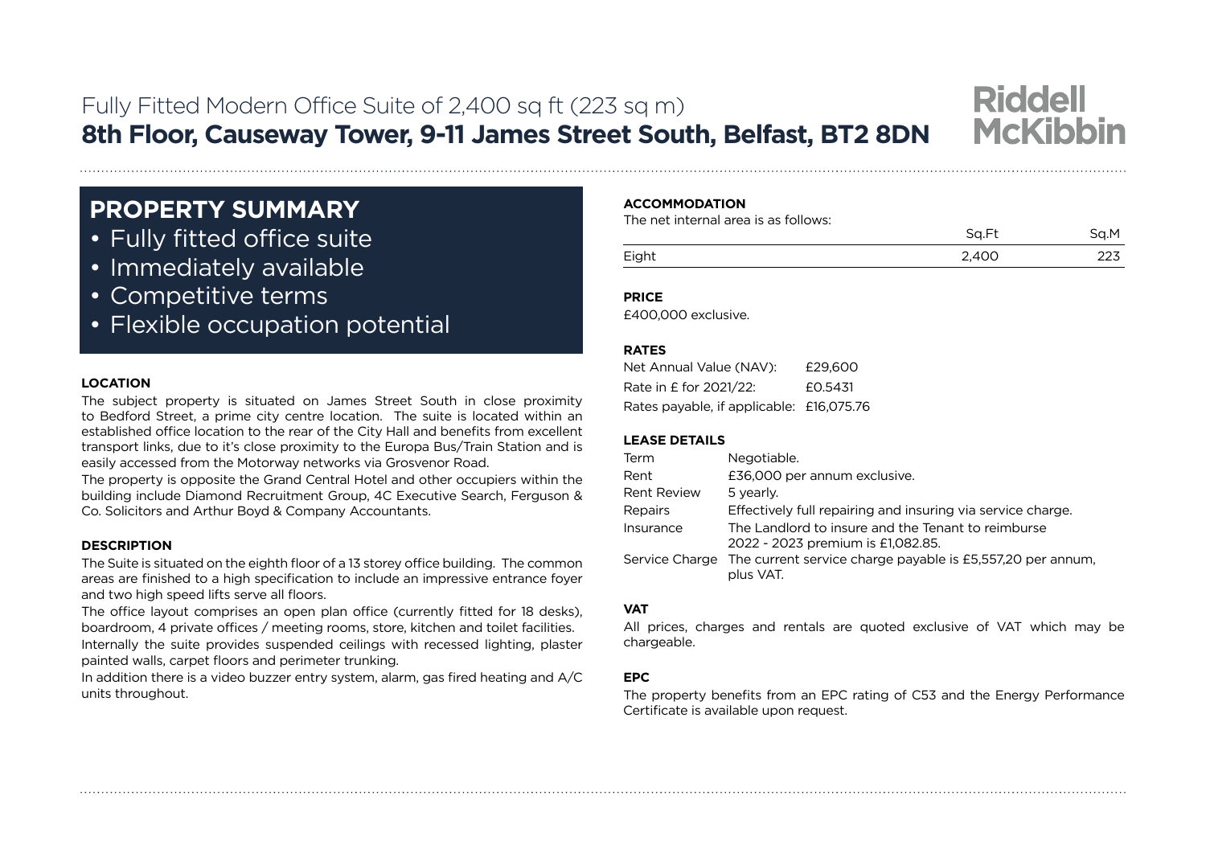Fully Fitted Modern Office Suite of 2,400 sq ft (223 sq m)

# 8th Floor, Causeway Tower, 9-11 James Street South, Belfast, BT2 8DN

Riddell McKibbin

## PROPERTY SUMMARY

- Fully fitted office suite
- Immediately available
- Competitive terms
- Flexible occupation potential

### LOCATION

The subject property is situated on James Street South in close proximity to Bedford Street, a prime city centre location. The suite is located within an established office location to the rear of the City Hall and benefits from excellent transport links, due to it's close proximity to the Europa Bus/Train Station and is easily accessed from the Motorway networks via Grosvenor Road.

The property is opposite the Grand Central Hotel and other occupiers within the building include Diamond Recruitment Group, 4C Executive Search, Ferguson & Co. Solicitors and Arthur Boyd & Company Accountants.

### DESCRIPTION

The Suite is situated on the eighth floor of a 13 storey office building. The common areas are finished to a high specification to include an impressive entrance foyer and two high speed lifts serve all floors.

The office layout comprises an open plan office (currently fitted for 18 desks), boardroom, 4 private offices / meeting rooms, store, kitchen and toilet facilities.

Internally the suite provides suspended ceilings with recessed lighting, plaster painted walls, carpet floors and perimeter trunking.

In addition there is a video buzzer entry system, alarm, gas fired heating and A/C units throughout.

### ACCOMMODATION

The net internal area is as follows:

| | Sq.Ft | Sq.M |
|---|---|---|
| Eight | 2,400 | 223 |

### PRICE

£400,000 exclusive.

### RATES

| | |
|---|---|
| Net Annual Value (NAV): | £29,600 |
| Rate in £ for 2021/22: | £0.5431 |
| Rates payable, if applicable: | £16,075.76 |

### LEASE DETAILS

| | |
|---|---|
| Term | Negotiable. |
| Rent | £36,000 per annum exclusive. |
| Rent Review | 5 yearly. |
| Repairs | Effectively full repairing and insuring via service charge. |
| Insurance | The Landlord to insure and the Tenant to reimburse 2022 - 2023 premium is £1,082.85. |
| Service Charge | The current service charge payable is £5,557,20 per annum, plus VAT. |

### VAT

All prices, charges and rentals are quoted exclusive of VAT which may be chargeable.

### EPC

The property benefits from an EPC rating of C53 and the Energy Performance Certificate is available upon request.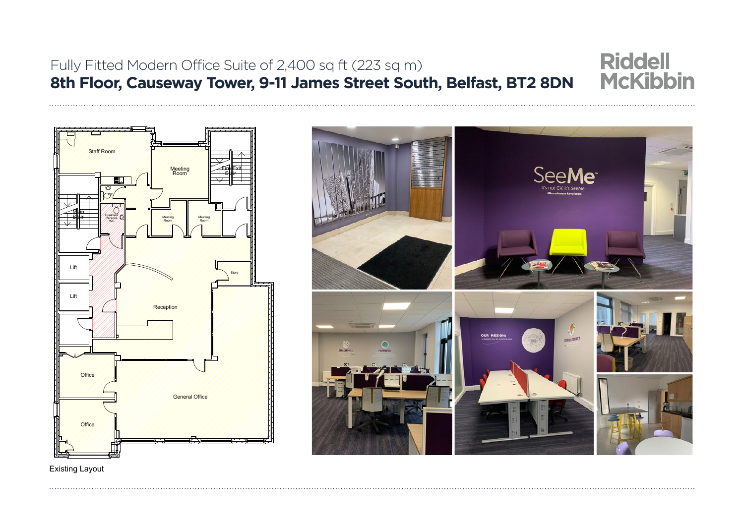Fully Fitted Modern Office Suite of 2,400 sq ft (223 sq m)

# 8th Floor, Causeway Tower, 9-11 James Street South, Belfast, BT2 8DN

Existing Layout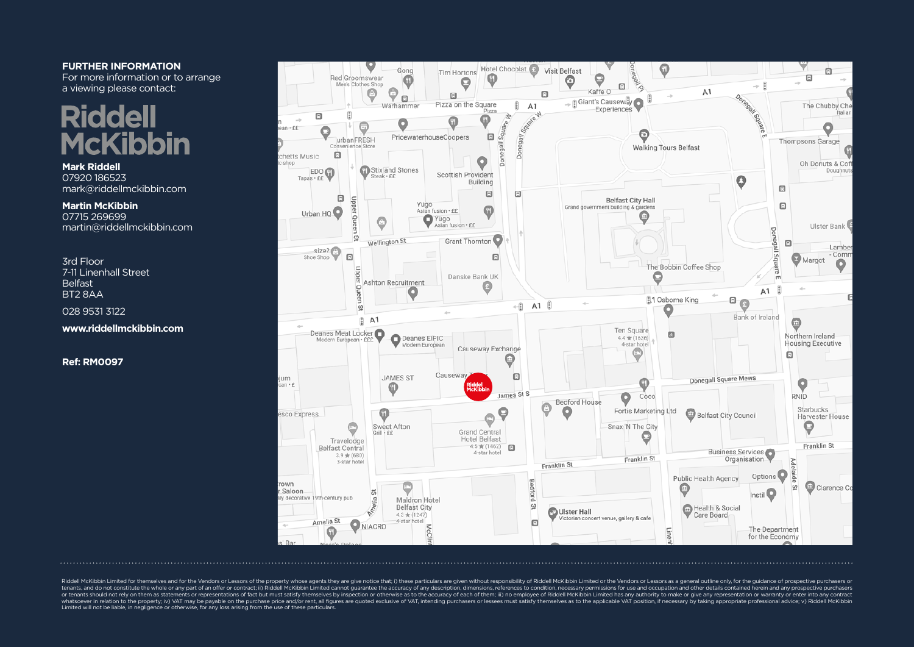**FURTHER INFORMATION**
For more information or to arrange a viewing please contact:

Riddell McKibbin

**Mark Riddell**
07920 186523
mark@riddellmckibbin.com

**Martin McKibbin**
07715 269699
martin@riddellmckibbin.com

3rd Floor
7-11 Linenhall Street
Belfast
BT2 8AA

028 9531 3122

**www.riddellmckibbin.com**

**Ref: RM0097**

Riddell McKibbin Limited for themselves and for the Vendors or Lessors of the property whose agents they are give notice that; i) these particulars are given without responsibility of Riddell McKibbin Limited or the Vendors or Lessors as a general outline only, for the guidance of prospective purchasers or tenants, and do not constitute the whole or any part of an offer or contract; ii) Riddell McKibbin Limited cannot guarantee the accuracy of any description, dimensions, references to condition, necessary permissions for use and occupation and other details contained herein and any prospective purchasers or tenants should not rely on them as statements or representations of fact but must satisfy themselves by inspection or otherwise as to the accuracy of each of them; iii) no employee of Riddell McKibbin Limited has any authority to make or give any representation or warranty or enter into any contract whatsoever in relation to the property; iv) VAT may be payable on the purchase price and/or rent, all figures are quoted exclusive of VAT, intending purchasers or lessees must satisfy themselves as to the applicable VAT position, if necessary by taking appropriate professional advice; v) Riddell McKibbin Limited will not be liable, in negligence or otherwise, for any loss arising from the use of these particulars.